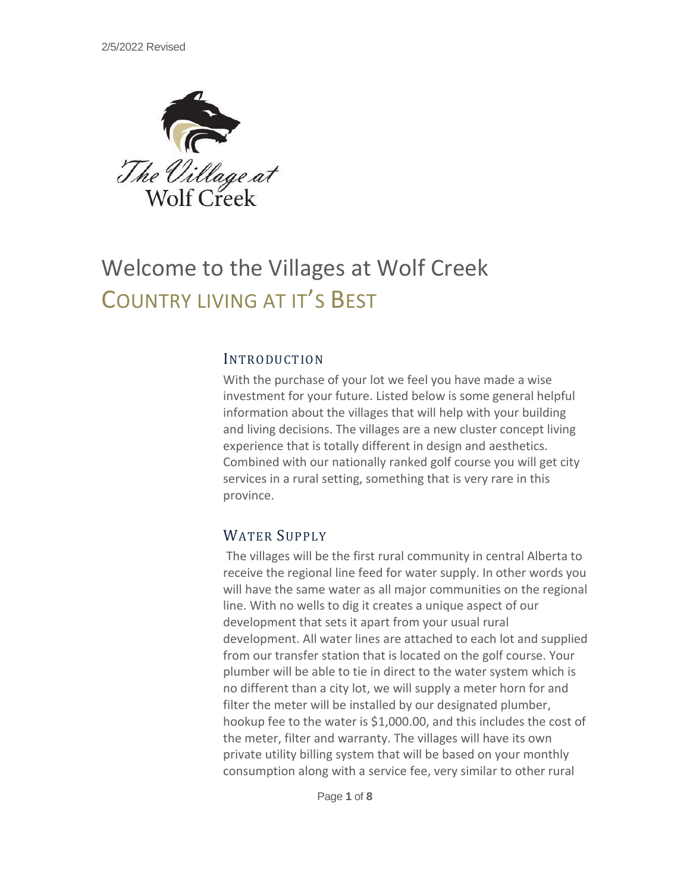2/5/2022 Revised

The Village at Wolf Creek

# Welcome to the Villages at Wolf Creek

## COUNTRY LIVING AT IT'S BEST

### INTRODUCTION

With the purchase of your lot we feel you have made a wise investment for your future. Listed below is some general helpful information about the villages that will help with your building and living decisions. The villages are a new cluster concept living experience that is totally different in design and aesthetics. Combined with our nationally ranked golf course you will get city services in a rural setting, something that is very rare in this province.

### WATER SUPPLY

The villages will be the first rural community in central Alberta to receive the regional line feed for water supply. In other words you will have the same water as all major communities on the regional line. With no wells to dig it creates a unique aspect of our development that sets it apart from your usual rural development. All water lines are attached to each lot and supplied from our transfer station that is located on the golf course. Your plumber will be able to tie in direct to the water system which is no different than a city lot, we will supply a meter horn for and filter the meter will be installed by our designated plumber, hookup fee to the water is $1,000.00, and this includes the cost of the meter, filter and warranty. The villages will have its own private utility billing system that will be based on your monthly consumption along with a service fee, very similar to other rural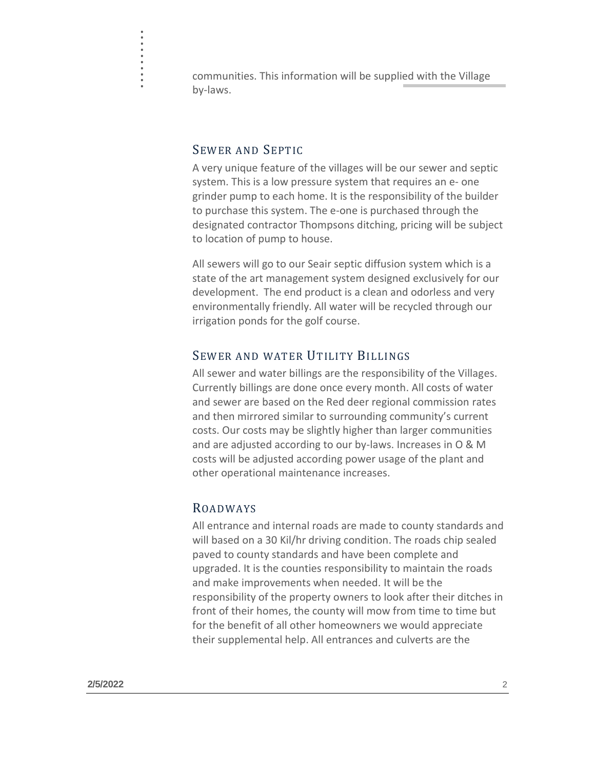communities. This information will be supplied with the Village by-laws.

## Sewer and Septic

A very unique feature of the villages will be our sewer and septic system. This is a low pressure system that requires an e- one grinder pump to each home. It is the responsibility of the builder to purchase this system. The e-one is purchased through the designated contractor Thompsons ditching, pricing will be subject to location of pump to house.

All sewers will go to our Seair septic diffusion system which is a state of the art management system designed exclusively for our development. The end product is a clean and odorless and very environmentally friendly. All water will be recycled through our irrigation ponds for the golf course.

## Sewer and water Utility Billings

All sewer and water billings are the responsibility of the Villages. Currently billings are done once every month. All costs of water and sewer are based on the Red deer regional commission rates and then mirrored similar to surrounding community's current costs. Our costs may be slightly higher than larger communities and are adjusted according to our by-laws. Increases in O & M costs will be adjusted according power usage of the plant and other operational maintenance increases.

## Roadways

All entrance and internal roads are made to county standards and will based on a 30 Kil/hr driving condition. The roads chip sealed paved to county standards and have been complete and upgraded. It is the counties responsibility to maintain the roads and make improvements when needed. It will be the responsibility of the property owners to look after their ditches in front of their homes, the county will mow from time to time but for the benefit of all other homeowners we would appreciate their supplemental help. All entrances and culverts are the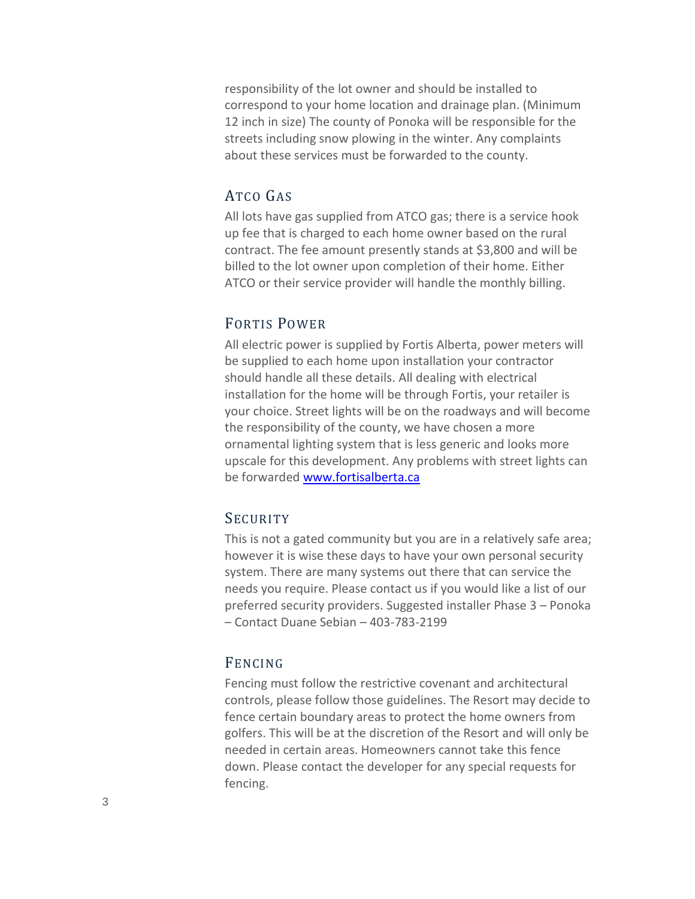responsibility of the lot owner and should be installed to correspond to your home location and drainage plan. (Minimum 12 inch in size) The county of Ponoka will be responsible for the streets including snow plowing in the winter. Any complaints about these services must be forwarded to the county.

## ATCO GAS

All lots have gas supplied from ATCO gas; there is a service hook up fee that is charged to each home owner based on the rural contract. The fee amount presently stands at $3,800 and will be billed to the lot owner upon completion of their home. Either ATCO or their service provider will handle the monthly billing.

## FORTIS POWER

All electric power is supplied by Fortis Alberta, power meters will be supplied to each home upon installation your contractor should handle all these details. All dealing with electrical installation for the home will be through Fortis, your retailer is your choice. Street lights will be on the roadways and will become the responsibility of the county, we have chosen a more ornamental lighting system that is less generic and looks more upscale for this development. Any problems with street lights can be forwarded [www.fortisalberta.ca](http://www.fortisalberta.ca)

## SECURITY

This is not a gated community but you are in a relatively safe area; however it is wise these days to have your own personal security system. There are many systems out there that can service the needs you require. Please contact us if you would like a list of our preferred security providers. Suggested installer Phase 3 – Ponoka – Contact Duane Sebian – 403-783-2199

## FENCING

Fencing must follow the restrictive covenant and architectural controls, please follow those guidelines. The Resort may decide to fence certain boundary areas to protect the home owners from golfers. This will be at the discretion of the Resort and will only be needed in certain areas. Homeowners cannot take this fence down. Please contact the developer for any special requests for fencing.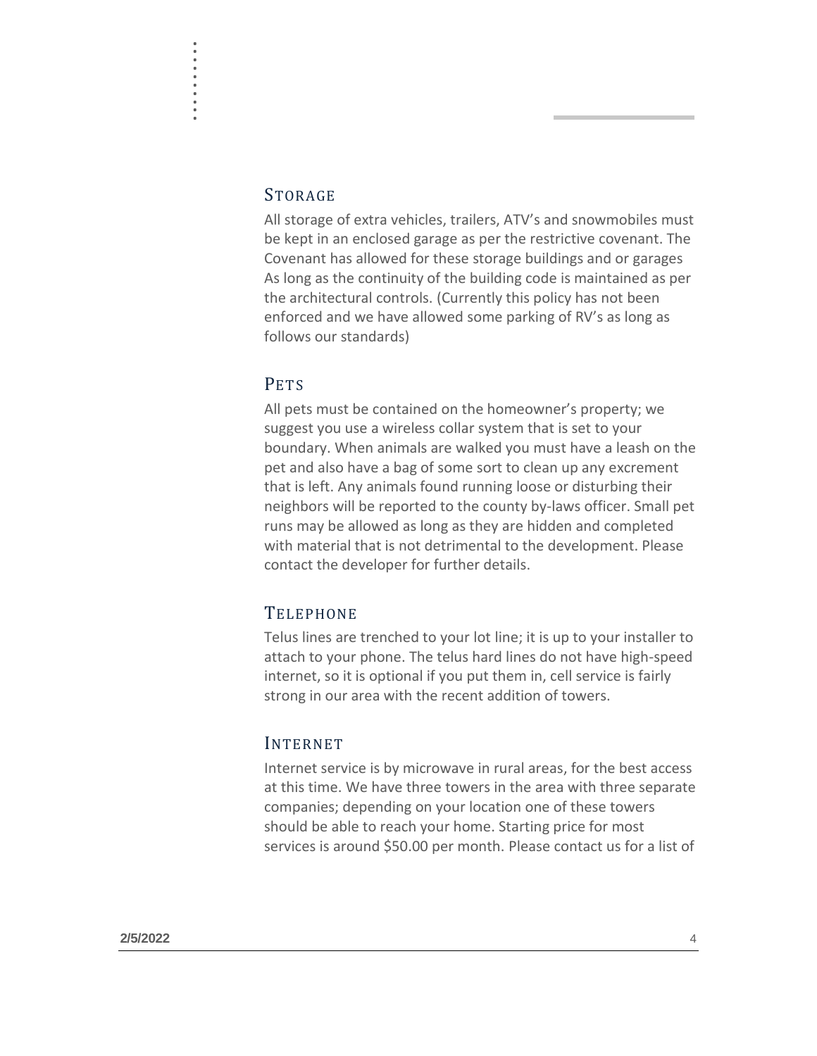## Storage

All storage of extra vehicles, trailers, ATV's and snowmobiles must be kept in an enclosed garage as per the restrictive covenant. The Covenant has allowed for these storage buildings and or garages As long as the continuity of the building code is maintained as per the architectural controls. (Currently this policy has not been enforced and we have allowed some parking of RV's as long as follows our standards)

## Pets

All pets must be contained on the homeowner's property; we suggest you use a wireless collar system that is set to your boundary. When animals are walked you must have a leash on the pet and also have a bag of some sort to clean up any excrement that is left. Any animals found running loose or disturbing their neighbors will be reported to the county by-laws officer. Small pet runs may be allowed as long as they are hidden and completed with material that is not detrimental to the development. Please contact the developer for further details.

## Telephone

Telus lines are trenched to your lot line; it is up to your installer to attach to your phone. The telus hard lines do not have high-speed internet, so it is optional if you put them in, cell service is fairly strong in our area with the recent addition of towers.

## Internet

Internet service is by microwave in rural areas, for the best access at this time. We have three towers in the area with three separate companies; depending on your location one of these towers should be able to reach your home. Starting price for most services is around $50.00 per month. Please contact us for a list of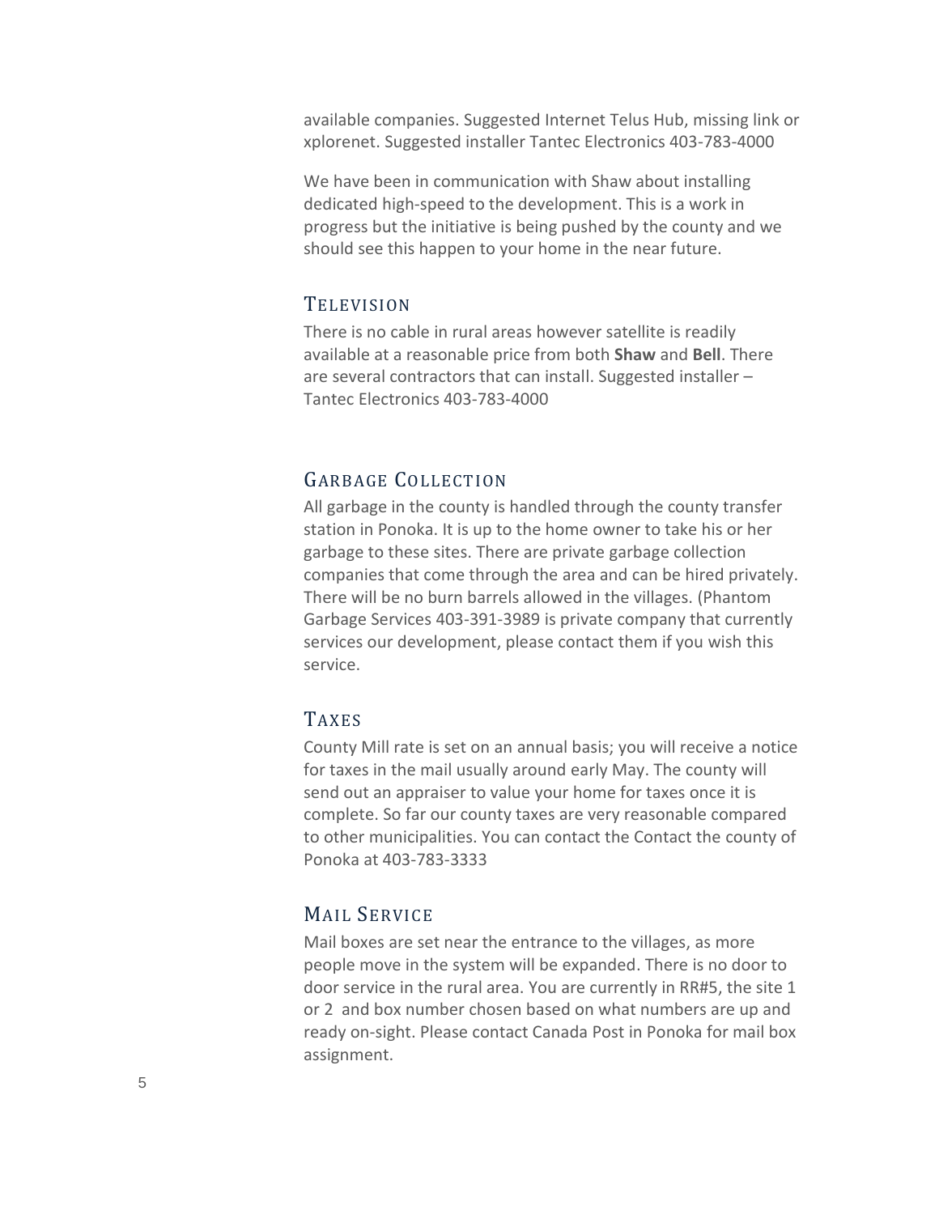available companies. Suggested Internet Telus Hub, missing link or xplorenet. Suggested installer Tantec Electronics 403-783-4000

We have been in communication with Shaw about installing dedicated high-speed to the development. This is a work in progress but the initiative is being pushed by the county and we should see this happen to your home in the near future.

## Television

There is no cable in rural areas however satellite is readily available at a reasonable price from both **Shaw** and **Bell**. There are several contractors that can install. Suggested installer – Tantec Electronics 403-783-4000

## Garbage Collection

All garbage in the county is handled through the county transfer station in Ponoka. It is up to the home owner to take his or her garbage to these sites. There are private garbage collection companies that come through the area and can be hired privately. There will be no burn barrels allowed in the villages. (Phantom Garbage Services 403-391-3989 is private company that currently services our development, please contact them if you wish this service.

## Taxes

County Mill rate is set on an annual basis; you will receive a notice for taxes in the mail usually around early May. The county will send out an appraiser to value your home for taxes once it is complete. So far our county taxes are very reasonable compared to other municipalities. You can contact the Contact the county of Ponoka at 403-783-3333

## Mail Service

Mail boxes are set near the entrance to the villages, as more people move in the system will be expanded. There is no door to door service in the rural area. You are currently in RR#5, the site 1 or 2 and box number chosen based on what numbers are up and ready on-sight. Please contact Canada Post in Ponoka for mail box assignment.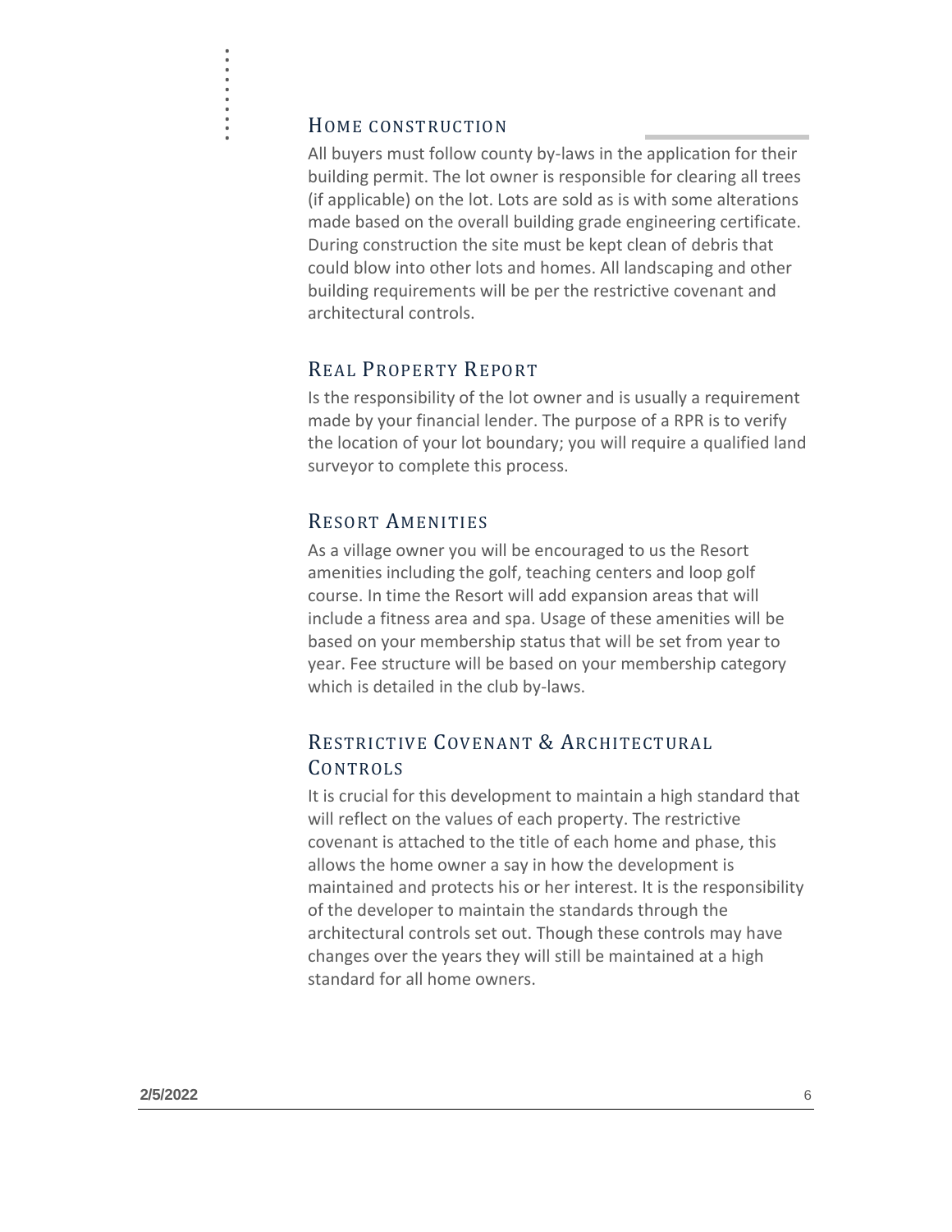## Home construction

All buyers must follow county by-laws in the application for their building permit. The lot owner is responsible for clearing all trees (if applicable) on the lot. Lots are sold as is with some alterations made based on the overall building grade engineering certificate. During construction the site must be kept clean of debris that could blow into other lots and homes. All landscaping and other building requirements will be per the restrictive covenant and architectural controls.

## Real Property Report

Is the responsibility of the lot owner and is usually a requirement made by your financial lender. The purpose of a RPR is to verify the location of your lot boundary; you will require a qualified land surveyor to complete this process.

## Resort Amenities

As a village owner you will be encouraged to us the Resort amenities including the golf, teaching centers and loop golf course. In time the Resort will add expansion areas that will include a fitness area and spa. Usage of these amenities will be based on your membership status that will be set from year to year. Fee structure will be based on your membership category which is detailed in the club by-laws.

## Restrictive Covenant & Architectural Controls

It is crucial for this development to maintain a high standard that will reflect on the values of each property. The restrictive covenant is attached to the title of each home and phase, this allows the home owner a say in how the development is maintained and protects his or her interest. It is the responsibility of the developer to maintain the standards through the architectural controls set out. Though these controls may have changes over the years they will still be maintained at a high standard for all home owners.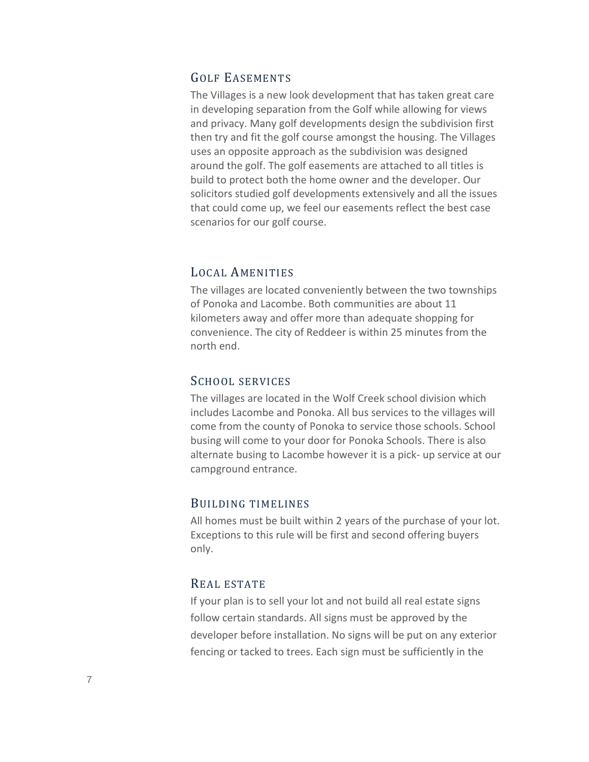## Golf Easements

The Villages is a new look development that has taken great care in developing separation from the Golf while allowing for views and privacy. Many golf developments design the subdivision first then try and fit the golf course amongst the housing. The Villages uses an opposite approach as the subdivision was designed around the golf. The golf easements are attached to all titles is build to protect both the home owner and the developer. Our solicitors studied golf developments extensively and all the issues that could come up, we feel our easements reflect the best case scenarios for our golf course.

## Local Amenities

The villages are located conveniently between the two townships of Ponoka and Lacombe. Both communities are about 11 kilometers away and offer more than adequate shopping for convenience. The city of Reddeer is within 25 minutes from the north end.

## School services

The villages are located in the Wolf Creek school division which includes Lacombe and Ponoka. All bus services to the villages will come from the county of Ponoka to service those schools. School busing will come to your door for Ponoka Schools. There is also alternate busing to Lacombe however it is a pick- up service at our campground entrance.

## Building timelines

All homes must be built within 2 years of the purchase of your lot. Exceptions to this rule will be first and second offering buyers only.

## Real estate

If your plan is to sell your lot and not build all real estate signs follow certain standards. All signs must be approved by the developer before installation. No signs will be put on any exterior fencing or tacked to trees. Each sign must be sufficiently in the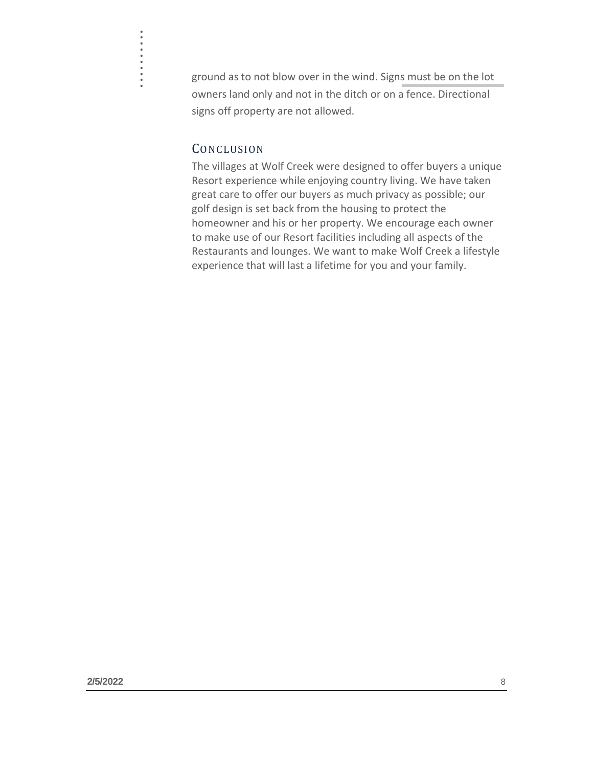ground as to not blow over in the wind. Signs must be on the lot owners land only and not in the ditch or on a fence. Directional signs off property are not allowed.

## Conclusion

The villages at Wolf Creek were designed to offer buyers a unique Resort experience while enjoying country living. We have taken great care to offer our buyers as much privacy as possible; our golf design is set back from the housing to protect the homeowner and his or her property. We encourage each owner to make use of our Resort facilities including all aspects of the Restaurants and lounges. We want to make Wolf Creek a lifestyle experience that will last a lifetime for you and your family.